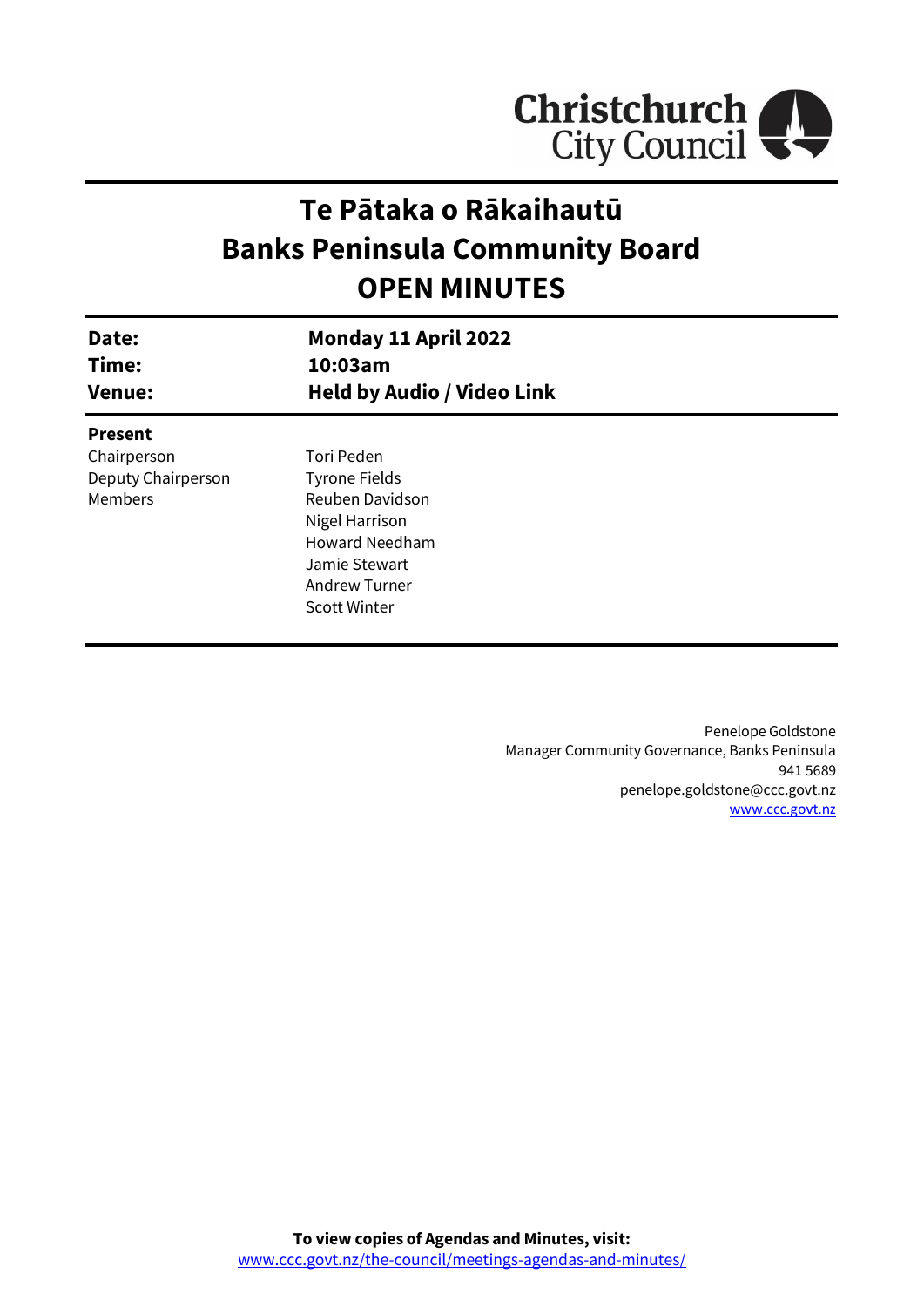# Te Pātaka o Rākaihautū
# Banks Peninsula Community Board
# OPEN MINUTES

| | |
|---|---|
| **Date:** | **Monday 11 April 2022** |
| **Time:** | **10:03am** |
| **Venue:** | **Held by Audio / Video Link** |

**Present**

| | |
|---|---|
| Chairperson | Tori Peden |
| Deputy Chairperson | Tyrone Fields |
| Members | Reuben Davidson |
| | Nigel Harrison |
| | Howard Needham |
| | Jamie Stewart |
| | Andrew Turner |
| | Scott Winter |

Penelope Goldstone
Manager Community Governance, Banks Peninsula
941 5689
penelope.goldstone@ccc.govt.nz
[www.ccc.govt.nz](http://www.ccc.govt.nz)

**To view copies of Agendas and Minutes, visit:**
[www.ccc.govt.nz/the-council/meetings-agendas-and-minutes/](http://www.ccc.govt.nz/the-council/meetings-agendas-and-minutes/)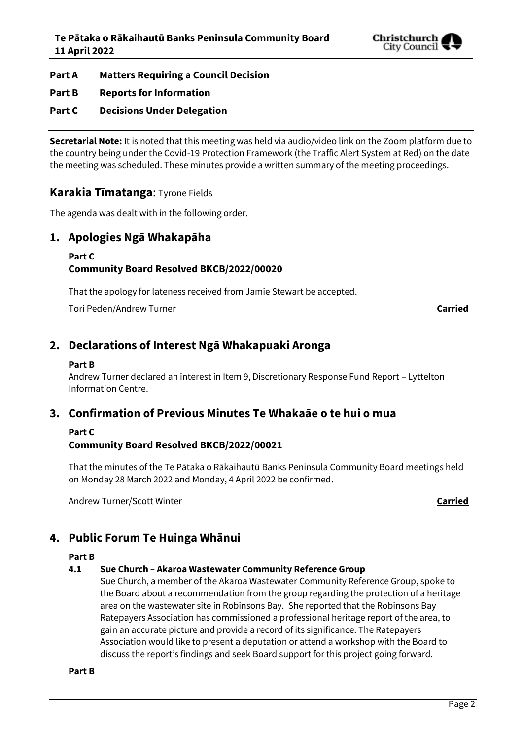**Part A Matters Requiring a Council Decision**

**Part B Reports for Information**

**Part C Decisions Under Delegation**

---

**Secretarial Note:** It is noted that this meeting was held via audio/video link on the Zoom platform due to the country being under the Covid-19 Protection Framework (the Traffic Alert System at Red) on the date the meeting was scheduled. These minutes provide a written summary of the meeting proceedings.

## Karakia Tīmatanga: Tyrone Fields

The agenda was dealt with in the following order.

## 1. Apologies Ngā Whakapāha

**Part C**
**Community Board Resolved BKCB/2022/00020**

That the apology for lateness received from Jamie Stewart be accepted.

Tori Peden/Andrew Turner **Carried**

## 2. Declarations of Interest Ngā Whakapuaki Aronga

**Part B**
Andrew Turner declared an interest in Item 9, Discretionary Response Fund Report – Lyttelton Information Centre.

## 3. Confirmation of Previous Minutes Te Whakaāe o te hui o mua

**Part C**
**Community Board Resolved BKCB/2022/00021**

That the minutes of the Te Pātaka o Rākaihautū Banks Peninsula Community Board meetings held on Monday 28 March 2022 and Monday, 4 April 2022 be confirmed.

Andrew Turner/Scott Winter **Carried**

## 4. Public Forum Te Huinga Whānui

**Part B**

**4.1 Sue Church – Akaroa Wastewater Community Reference Group**

Sue Church, a member of the Akaroa Wastewater Community Reference Group, spoke to the Board about a recommendation from the group regarding the protection of a heritage area on the wastewater site in Robinsons Bay. She reported that the Robinsons Bay Ratepayers Association has commissioned a professional heritage report of the area, to gain an accurate picture and provide a record of its significance. The Ratepayers Association would like to present a deputation or attend a workshop with the Board to discuss the report's findings and seek Board support for this project going forward.

**Part B**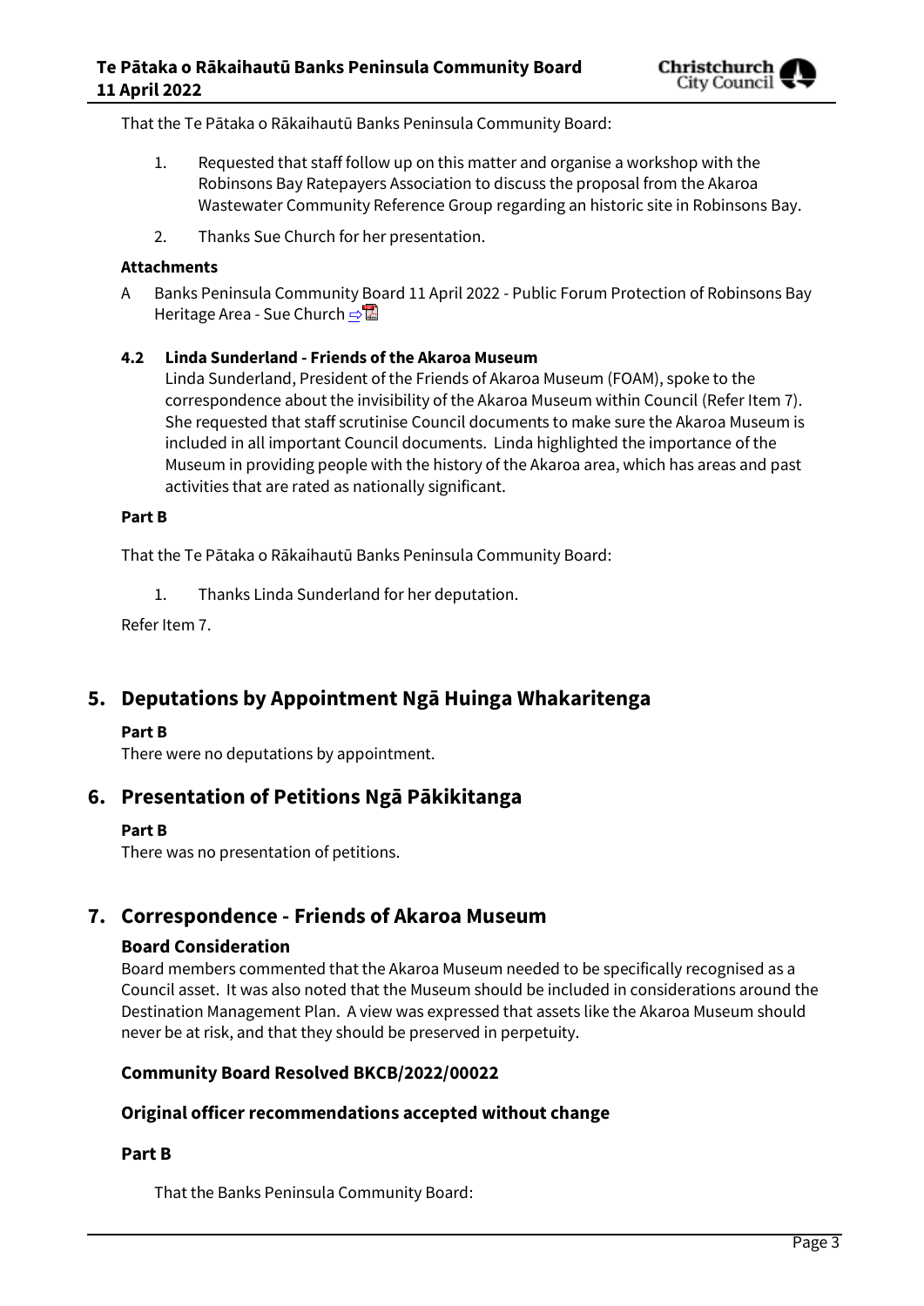That the Te Pātaka o Rākaihautū Banks Peninsula Community Board:

1. Requested that staff follow up on this matter and organise a workshop with the Robinsons Bay Ratepayers Association to discuss the proposal from the Akaroa Wastewater Community Reference Group regarding an historic site in Robinsons Bay.
2. Thanks Sue Church for her presentation.

**Attachments**

A Banks Peninsula Community Board 11 April 2022 - Public Forum Protection of Robinsons Bay Heritage Area - Sue Church ⇨

**4.2 Linda Sunderland - Friends of the Akaroa Museum**

Linda Sunderland, President of the Friends of Akaroa Museum (FOAM), spoke to the correspondence about the invisibility of the Akaroa Museum within Council (Refer Item 7). She requested that staff scrutinise Council documents to make sure the Akaroa Museum is included in all important Council documents. Linda highlighted the importance of the Museum in providing people with the history of the Akaroa area, which has areas and past activities that are rated as nationally significant.

**Part B**

That the Te Pātaka o Rākaihautū Banks Peninsula Community Board:

1. Thanks Linda Sunderland for her deputation.

Refer Item 7.

## 5. Deputations by Appointment Ngā Huinga Whakaritenga

**Part B**

There were no deputations by appointment.

## 6. Presentation of Petitions Ngā Pākikitanga

**Part B**

There was no presentation of petitions.

## 7. Correspondence - Friends of Akaroa Museum

### Board Consideration

Board members commented that the Akaroa Museum needed to be specifically recognised as a Council asset. It was also noted that the Museum should be included in considerations around the Destination Management Plan. A view was expressed that assets like the Akaroa Museum should never be at risk, and that they should be preserved in perpetuity.

### Community Board Resolved BKCB/2022/00022

### Original officer recommendations accepted without change

**Part B**

That the Banks Peninsula Community Board: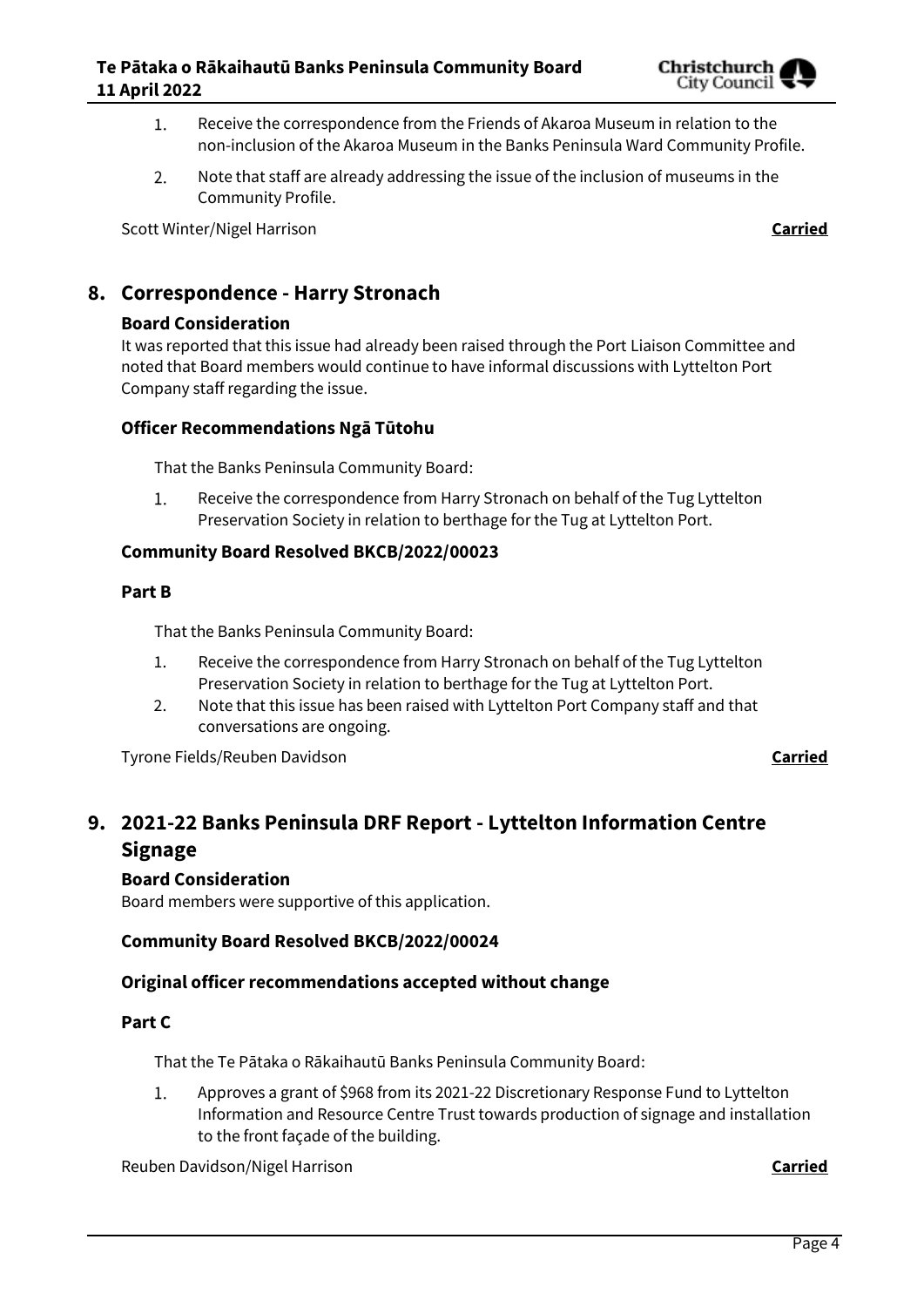1. Receive the correspondence from the Friends of Akaroa Museum in relation to the non-inclusion of the Akaroa Museum in the Banks Peninsula Ward Community Profile.
2. Note that staff are already addressing the issue of the inclusion of museums in the Community Profile.

Scott Winter/Nigel Harrison **Carried**

## 8. Correspondence - Harry Stronach

### Board Consideration

It was reported that this issue had already been raised through the Port Liaison Committee and noted that Board members would continue to have informal discussions with Lyttelton Port Company staff regarding the issue.

### Officer Recommendations Ngā Tūtohu

That the Banks Peninsula Community Board:

1. Receive the correspondence from Harry Stronach on behalf of the Tug Lyttelton Preservation Society in relation to berthage for the Tug at Lyttelton Port.

### Community Board Resolved BKCB/2022/00023

### Part B

That the Banks Peninsula Community Board:

1. Receive the correspondence from Harry Stronach on behalf of the Tug Lyttelton Preservation Society in relation to berthage for the Tug at Lyttelton Port.
2. Note that this issue has been raised with Lyttelton Port Company staff and that conversations are ongoing.

Tyrone Fields/Reuben Davidson **Carried**

## 9. 2021-22 Banks Peninsula DRF Report - Lyttelton Information Centre Signage

### Board Consideration

Board members were supportive of this application.

### Community Board Resolved BKCB/2022/00024

### Original officer recommendations accepted without change

### Part C

That the Te Pātaka o Rākaihautū Banks Peninsula Community Board:

1. Approves a grant of $968 from its 2021-22 Discretionary Response Fund to Lyttelton Information and Resource Centre Trust towards production of signage and installation to the front façade of the building.

Reuben Davidson/Nigel Harrison **Carried**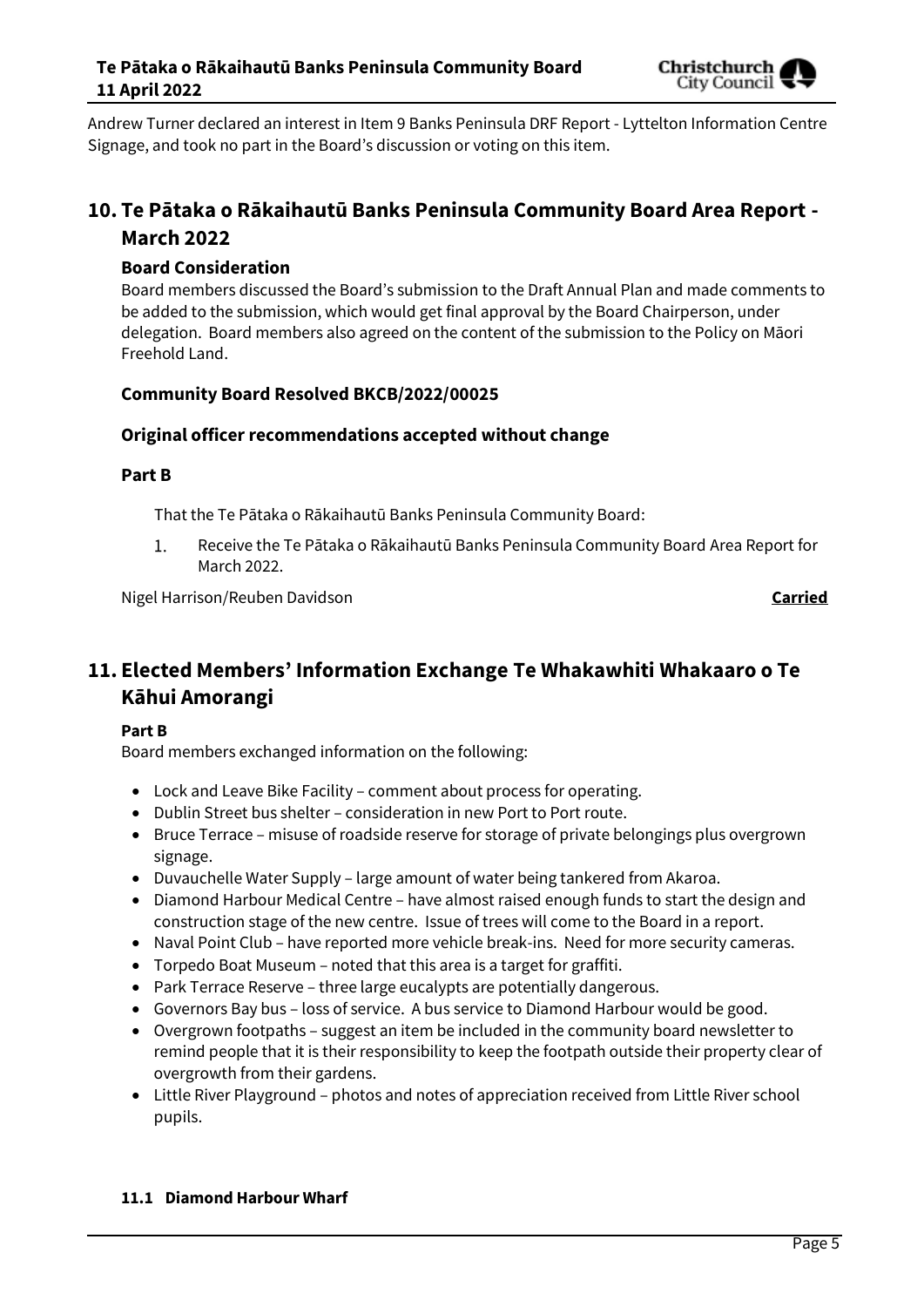Andrew Turner declared an interest in Item 9 Banks Peninsula DRF Report - Lyttelton Information Centre Signage, and took no part in the Board's discussion or voting on this item.

# 10. Te Pātaka o Rākaihautū Banks Peninsula Community Board Area Report - March 2022

### Board Consideration

Board members discussed the Board's submission to the Draft Annual Plan and made comments to be added to the submission, which would get final approval by the Board Chairperson, under delegation. Board members also agreed on the content of the submission to the Policy on Māori Freehold Land.

### Community Board Resolved BKCB/2022/00025

### Original officer recommendations accepted without change

### Part B

That the Te Pātaka o Rākaihautū Banks Peninsula Community Board:

1. Receive the Te Pātaka o Rākaihautū Banks Peninsula Community Board Area Report for March 2022.

Nigel Harrison/Reuben Davidson **Carried**

# 11. Elected Members' Information Exchange Te Whakawhiti Whakaaro o Te Kāhui Amorangi

**Part B**

Board members exchanged information on the following:

- Lock and Leave Bike Facility – comment about process for operating.
- Dublin Street bus shelter – consideration in new Port to Port route.
- Bruce Terrace – misuse of roadside reserve for storage of private belongings plus overgrown signage.
- Duvauchelle Water Supply – large amount of water being tankered from Akaroa.
- Diamond Harbour Medical Centre – have almost raised enough funds to start the design and construction stage of the new centre. Issue of trees will come to the Board in a report.
- Naval Point Club – have reported more vehicle break-ins. Need for more security cameras.
- Torpedo Boat Museum – noted that this area is a target for graffiti.
- Park Terrace Reserve – three large eucalypts are potentially dangerous.
- Governors Bay bus – loss of service. A bus service to Diamond Harbour would be good.
- Overgrown footpaths – suggest an item be included in the community board newsletter to remind people that it is their responsibility to keep the footpath outside their property clear of overgrowth from their gardens.
- Little River Playground – photos and notes of appreciation received from Little River school pupils.

#### 11.1 Diamond Harbour Wharf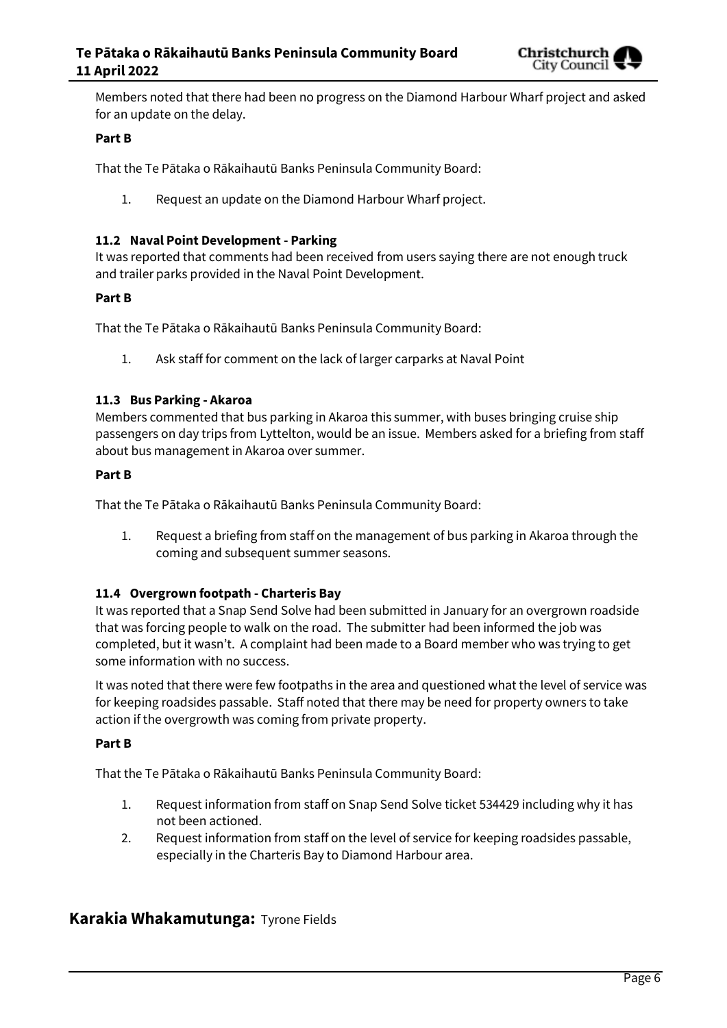Members noted that there had been no progress on the Diamond Harbour Wharf project and asked for an update on the delay.

**Part B**

That the Te Pātaka o Rākaihautū Banks Peninsula Community Board:

1. Request an update on the Diamond Harbour Wharf project.

### 11.2 Naval Point Development - Parking

It was reported that comments had been received from users saying there are not enough truck and trailer parks provided in the Naval Point Development.

**Part B**

That the Te Pātaka o Rākaihautū Banks Peninsula Community Board:

1. Ask staff for comment on the lack of larger carparks at Naval Point

### 11.3 Bus Parking - Akaroa

Members commented that bus parking in Akaroa this summer, with buses bringing cruise ship passengers on day trips from Lyttelton, would be an issue. Members asked for a briefing from staff about bus management in Akaroa over summer.

**Part B**

That the Te Pātaka o Rākaihautū Banks Peninsula Community Board:

1. Request a briefing from staff on the management of bus parking in Akaroa through the coming and subsequent summer seasons.

### 11.4 Overgrown footpath - Charteris Bay

It was reported that a Snap Send Solve had been submitted in January for an overgrown roadside that was forcing people to walk on the road. The submitter had been informed the job was completed, but it wasn't. A complaint had been made to a Board member who was trying to get some information with no success.

It was noted that there were few footpaths in the area and questioned what the level of service was for keeping roadsides passable. Staff noted that there may be need for property owners to take action if the overgrowth was coming from private property.

**Part B**

That the Te Pātaka o Rākaihautū Banks Peninsula Community Board:

1. Request information from staff on Snap Send Solve ticket 534429 including why it has not been actioned.
2. Request information from staff on the level of service for keeping roadsides passable, especially in the Charteris Bay to Diamond Harbour area.

## Karakia Whakamutunga: Tyrone Fields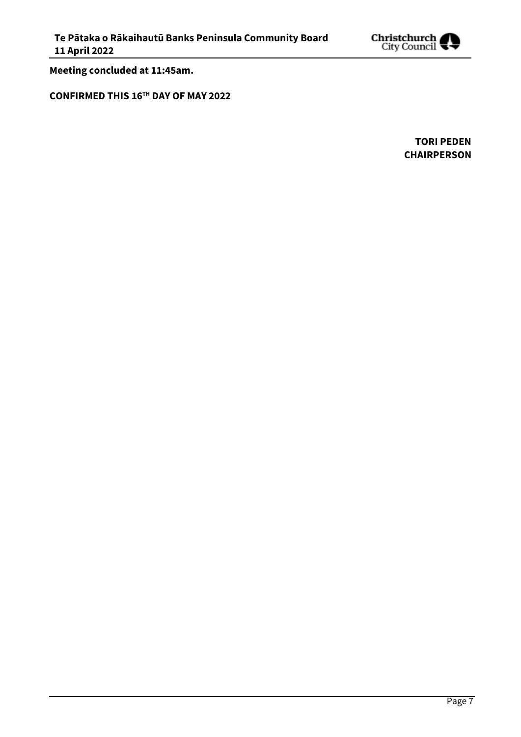**Meeting concluded at 11:45am.**

**CONFIRMED THIS 16TH DAY OF MAY 2022**

**TORI PEDEN**
**CHAIRPERSON**